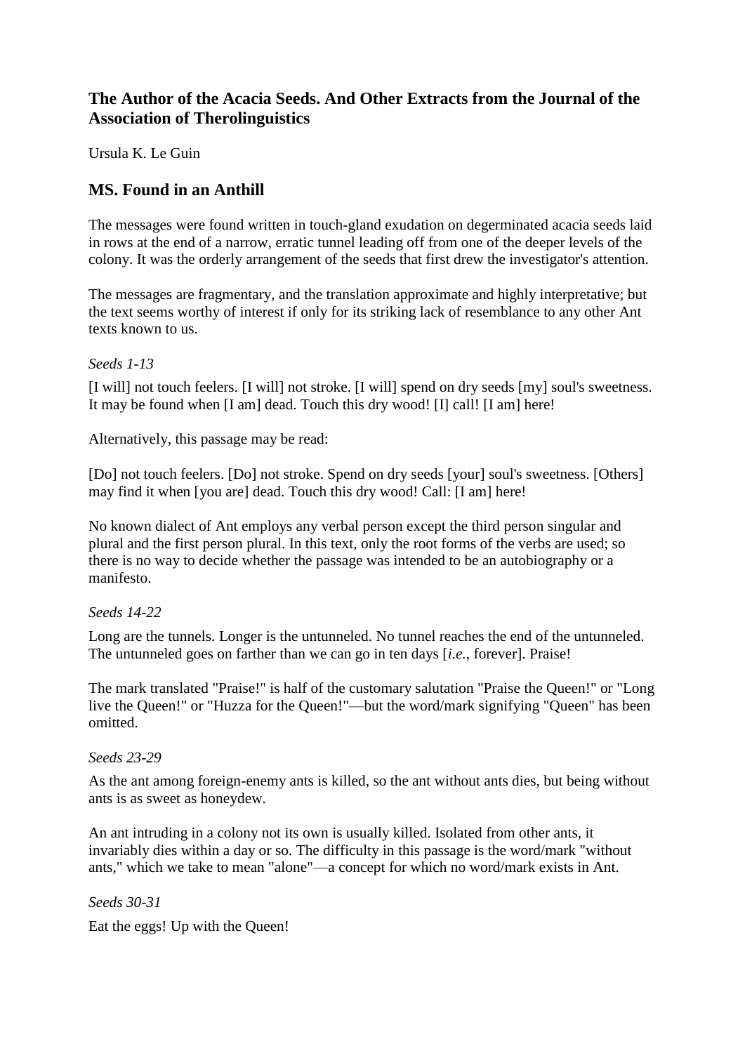# The Author of the Acacia Seeds. And Other Extracts from the Journal of the Association of Therolinguistics

Ursula K. Le Guin

## MS. Found in an Anthill

The messages were found written in touch-gland exudation on degerminated acacia seeds laid in rows at the end of a narrow, erratic tunnel leading off from one of the deeper levels of the colony. It was the orderly arrangement of the seeds that first drew the investigator's attention.

The messages are fragmentary, and the translation approximate and highly interpretative; but the text seems worthy of interest if only for its striking lack of resemblance to any other Ant texts known to us.

*Seeds 1-13*

[I will] not touch feelers. [I will] not stroke. [I will] spend on dry seeds [my] soul's sweetness. It may be found when [I am] dead. Touch this dry wood! [I] call! [I am] here!

Alternatively, this passage may be read:

[Do] not touch feelers. [Do] not stroke. Spend on dry seeds [your] soul's sweetness. [Others] may find it when [you are] dead. Touch this dry wood! Call: [I am] here!

No known dialect of Ant employs any verbal person except the third person singular and plural and the first person plural. In this text, only the root forms of the verbs are used; so there is no way to decide whether the passage was intended to be an autobiography or a manifesto.

*Seeds 14-22*

Long are the tunnels. Longer is the untunneled. No tunnel reaches the end of the untunneled. The untunneled goes on farther than we can go in ten days [*i.e.*, forever]. Praise!

The mark translated "Praise!" is half of the customary salutation "Praise the Queen!" or "Long live the Queen!" or "Huzza for the Queen!"—but the word/mark signifying "Queen" has been omitted.

*Seeds 23-29*

As the ant among foreign-enemy ants is killed, so the ant without ants dies, but being without ants is as sweet as honeydew.

An ant intruding in a colony not its own is usually killed. Isolated from other ants, it invariably dies within a day or so. The difficulty in this passage is the word/mark "without ants," which we take to mean "alone"—a concept for which no word/mark exists in Ant.

*Seeds 30-31*

Eat the eggs! Up with the Queen!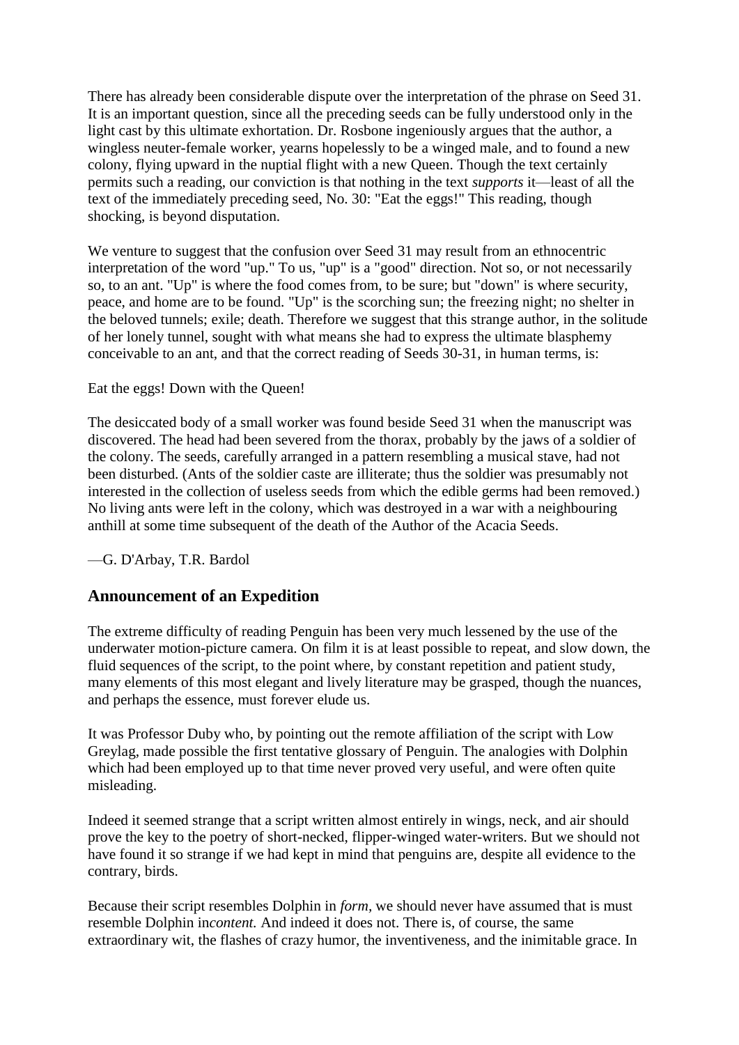There has already been considerable dispute over the interpretation of the phrase on Seed 31. It is an important question, since all the preceding seeds can be fully understood only in the light cast by this ultimate exhortation. Dr. Rosbone ingeniously argues that the author, a wingless neuter-female worker, yearns hopelessly to be a winged male, and to found a new colony, flying upward in the nuptial flight with a new Queen. Though the text certainly permits such a reading, our conviction is that nothing in the text *supports* it—least of all the text of the immediately preceding seed, No. 30: "Eat the eggs!" This reading, though shocking, is beyond disputation.

We venture to suggest that the confusion over Seed 31 may result from an ethnocentric interpretation of the word "up." To us, "up" is a "good" direction. Not so, or not necessarily so, to an ant. "Up" is where the food comes from, to be sure; but "down" is where security, peace, and home are to be found. "Up" is the scorching sun; the freezing night; no shelter in the beloved tunnels; exile; death. Therefore we suggest that this strange author, in the solitude of her lonely tunnel, sought with what means she had to express the ultimate blasphemy conceivable to an ant, and that the correct reading of Seeds 30-31, in human terms, is:

Eat the eggs! Down with the Queen!

The desiccated body of a small worker was found beside Seed 31 when the manuscript was discovered. The head had been severed from the thorax, probably by the jaws of a soldier of the colony. The seeds, carefully arranged in a pattern resembling a musical stave, had not been disturbed. (Ants of the soldier caste are illiterate; thus the soldier was presumably not interested in the collection of useless seeds from which the edible germs had been removed.) No living ants were left in the colony, which was destroyed in a war with a neighbouring anthill at some time subsequent of the death of the Author of the Acacia Seeds.

—G. D'Arbay, T.R. Bardol

## Announcement of an Expedition

The extreme difficulty of reading Penguin has been very much lessened by the use of the underwater motion-picture camera. On film it is at least possible to repeat, and slow down, the fluid sequences of the script, to the point where, by constant repetition and patient study, many elements of this most elegant and lively literature may be grasped, though the nuances, and perhaps the essence, must forever elude us.

It was Professor Duby who, by pointing out the remote affiliation of the script with Low Greylag, made possible the first tentative glossary of Penguin. The analogies with Dolphin which had been employed up to that time never proved very useful, and were often quite misleading.

Indeed it seemed strange that a script written almost entirely in wings, neck, and air should prove the key to the poetry of short-necked, flipper-winged water-writers. But we should not have found it so strange if we had kept in mind that penguins are, despite all evidence to the contrary, birds.

Because their script resembles Dolphin in *form*, we should never have assumed that is must resemble Dolphin in *content.* And indeed it does not. There is, of course, the same extraordinary wit, the flashes of crazy humor, the inventiveness, and the inimitable grace. In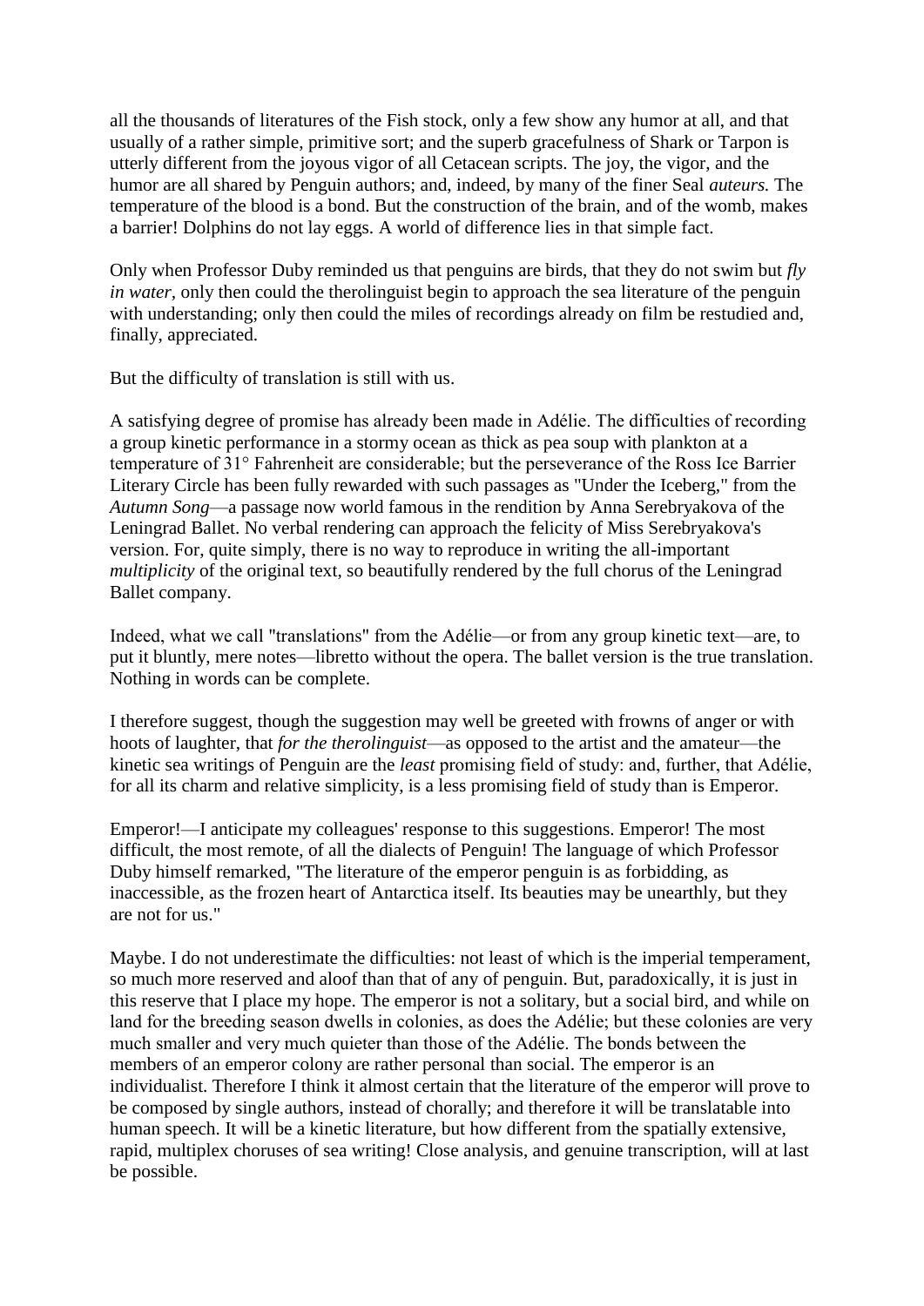all the thousands of literatures of the Fish stock, only a few show any humor at all, and that usually of a rather simple, primitive sort; and the superb gracefulness of Shark or Tarpon is utterly different from the joyous vigor of all Cetacean scripts. The joy, the vigor, and the humor are all shared by Penguin authors; and, indeed, by many of the finer Seal *auteurs.* The temperature of the blood is a bond. But the construction of the brain, and of the womb, makes a barrier! Dolphins do not lay eggs. A world of difference lies in that simple fact.

Only when Professor Duby reminded us that penguins are birds, that they do not swim but *fly in water*, only then could the therolinguist begin to approach the sea literature of the penguin with understanding; only then could the miles of recordings already on film be restudied and, finally, appreciated.

But the difficulty of translation is still with us.

A satisfying degree of promise has already been made in Adélie. The difficulties of recording a group kinetic performance in a stormy ocean as thick as pea soup with plankton at a temperature of 31° Fahrenheit are considerable; but the perseverance of the Ross Ice Barrier Literary Circle has been fully rewarded with such passages as "Under the Iceberg," from the *Autumn Song*—a passage now world famous in the rendition by Anna Serebryakova of the Leningrad Ballet. No verbal rendering can approach the felicity of Miss Serebryakova's version. For, quite simply, there is no way to reproduce in writing the all-important *multiplicity* of the original text, so beautifully rendered by the full chorus of the Leningrad Ballet company.

Indeed, what we call "translations" from the Adélie—or from any group kinetic text—are, to put it bluntly, mere notes—libretto without the opera. The ballet version is the true translation. Nothing in words can be complete.

I therefore suggest, though the suggestion may well be greeted with frowns of anger or with hoots of laughter, that *for the therolinguist*—as opposed to the artist and the amateur—the kinetic sea writings of Penguin are the *least* promising field of study: and, further, that Adélie, for all its charm and relative simplicity, is a less promising field of study than is Emperor.

Emperor!—I anticipate my colleagues' response to this suggestions. Emperor! The most difficult, the most remote, of all the dialects of Penguin! The language of which Professor Duby himself remarked, "The literature of the emperor penguin is as forbidding, as inaccessible, as the frozen heart of Antarctica itself. Its beauties may be unearthly, but they are not for us."

Maybe. I do not underestimate the difficulties: not least of which is the imperial temperament, so much more reserved and aloof than that of any of penguin. But, paradoxically, it is just in this reserve that I place my hope. The emperor is not a solitary, but a social bird, and while on land for the breeding season dwells in colonies, as does the Adélie; but these colonies are very much smaller and very much quieter than those of the Adélie. The bonds between the members of an emperor colony are rather personal than social. The emperor is an individualist. Therefore I think it almost certain that the literature of the emperor will prove to be composed by single authors, instead of chorally; and therefore it will be translatable into human speech. It will be a kinetic literature, but how different from the spatially extensive, rapid, multiplex choruses of sea writing! Close analysis, and genuine transcription, will at last be possible.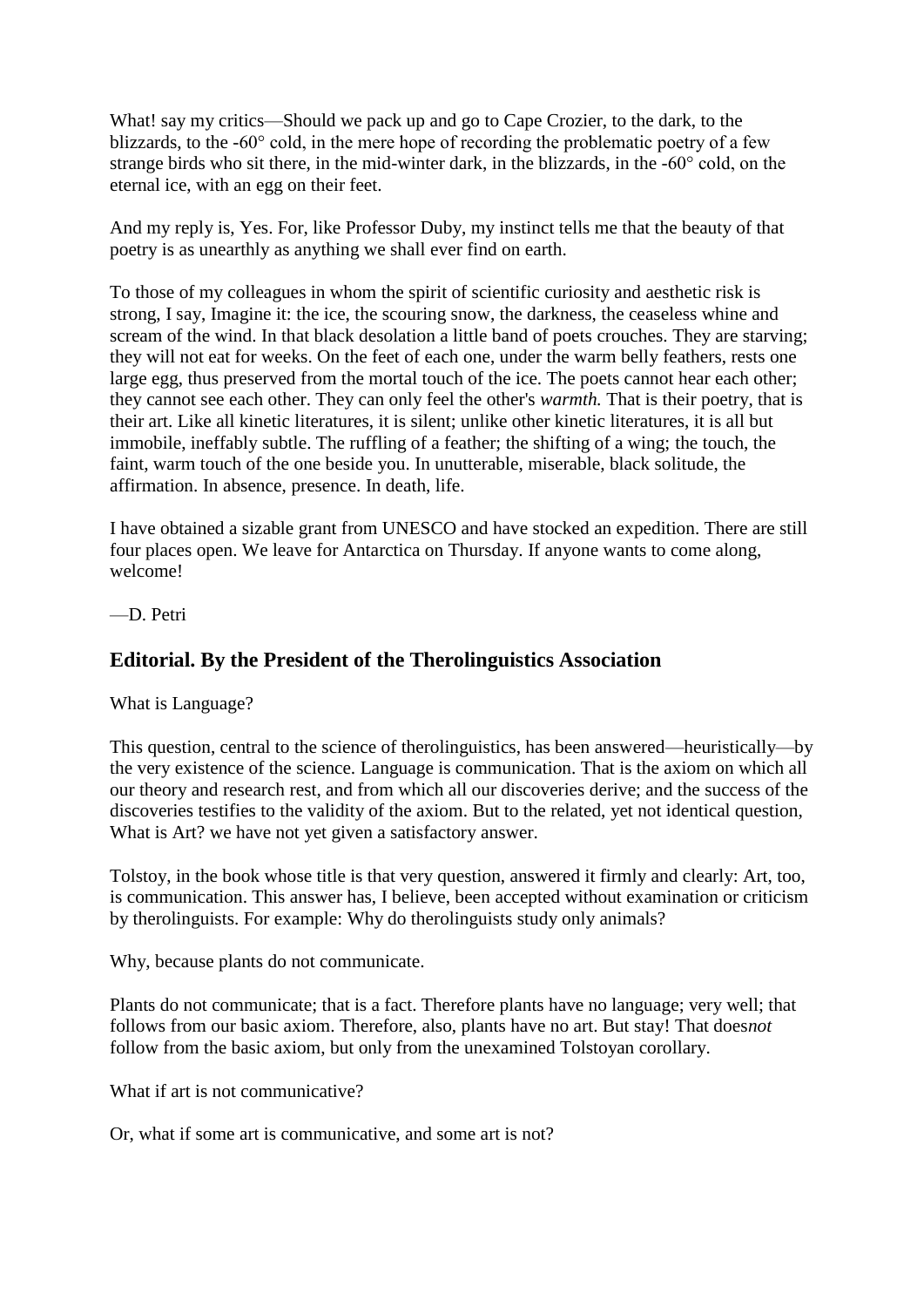What! say my critics—Should we pack up and go to Cape Crozier, to the dark, to the blizzards, to the -60° cold, in the mere hope of recording the problematic poetry of a few strange birds who sit there, in the mid-winter dark, in the blizzards, in the -60° cold, on the eternal ice, with an egg on their feet.

And my reply is, Yes. For, like Professor Duby, my instinct tells me that the beauty of that poetry is as unearthly as anything we shall ever find on earth.

To those of my colleagues in whom the spirit of scientific curiosity and aesthetic risk is strong, I say, Imagine it: the ice, the scouring snow, the darkness, the ceaseless whine and scream of the wind. In that black desolation a little band of poets crouches. They are starving; they will not eat for weeks. On the feet of each one, under the warm belly feathers, rests one large egg, thus preserved from the mortal touch of the ice. The poets cannot hear each other; they cannot see each other. They can only feel the other's *warmth.* That is their poetry, that is their art. Like all kinetic literatures, it is silent; unlike other kinetic literatures, it is all but immobile, ineffably subtle. The ruffling of a feather; the shifting of a wing; the touch, the faint, warm touch of the one beside you. In unutterable, miserable, black solitude, the affirmation. In absence, presence. In death, life.

I have obtained a sizable grant from UNESCO and have stocked an expedition. There are still four places open. We leave for Antarctica on Thursday. If anyone wants to come along, welcome!

—D. Petri

## Editorial. By the President of the Therolinguistics Association

What is Language?

This question, central to the science of therolinguistics, has been answered—heuristically—by the very existence of the science. Language is communication. That is the axiom on which all our theory and research rest, and from which all our discoveries derive; and the success of the discoveries testifies to the validity of the axiom. But to the related, yet not identical question, What is Art? we have not yet given a satisfactory answer.

Tolstoy, in the book whose title is that very question, answered it firmly and clearly: Art, too, is communication. This answer has, I believe, been accepted without examination or criticism by therolinguists. For example: Why do therolinguists study only animals?

Why, because plants do not communicate.

Plants do not communicate; that is a fact. Therefore plants have no language; very well; that follows from our basic axiom. Therefore, also, plants have no art. But stay! That does *not* follow from the basic axiom, but only from the unexamined Tolstoyan corollary.

What if art is not communicative?

Or, what if some art is communicative, and some art is not?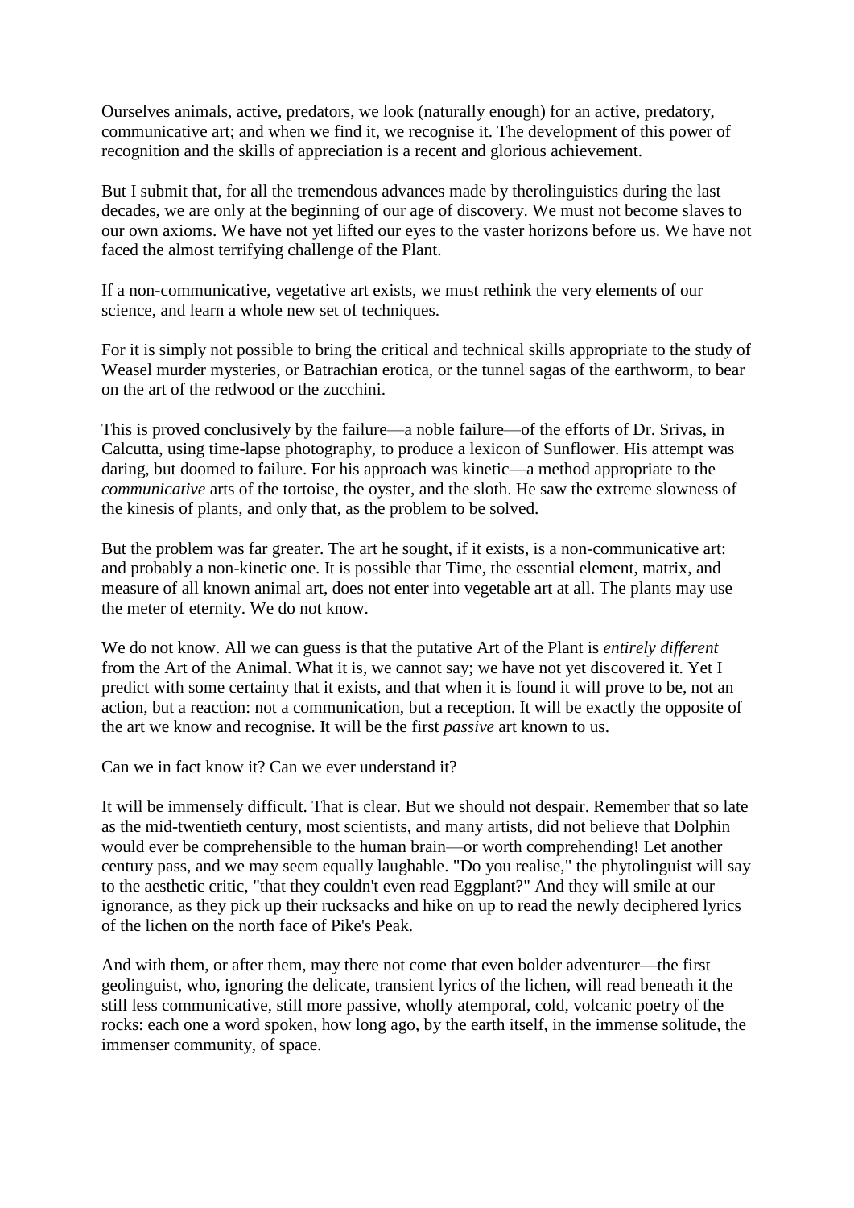Ourselves animals, active, predators, we look (naturally enough) for an active, predatory, communicative art; and when we find it, we recognise it. The development of this power of recognition and the skills of appreciation is a recent and glorious achievement.

But I submit that, for all the tremendous advances made by therolinguistics during the last decades, we are only at the beginning of our age of discovery. We must not become slaves to our own axioms. We have not yet lifted our eyes to the vaster horizons before us. We have not faced the almost terrifying challenge of the Plant.

If a non-communicative, vegetative art exists, we must rethink the very elements of our science, and learn a whole new set of techniques.

For it is simply not possible to bring the critical and technical skills appropriate to the study of Weasel murder mysteries, or Batrachian erotica, or the tunnel sagas of the earthworm, to bear on the art of the redwood or the zucchini.

This is proved conclusively by the failure—a noble failure—of the efforts of Dr. Srivas, in Calcutta, using time-lapse photography, to produce a lexicon of Sunflower. His attempt was daring, but doomed to failure. For his approach was kinetic—a method appropriate to the *communicative* arts of the tortoise, the oyster, and the sloth. He saw the extreme slowness of the kinesis of plants, and only that, as the problem to be solved.

But the problem was far greater. The art he sought, if it exists, is a non-communicative art: and probably a non-kinetic one. It is possible that Time, the essential element, matrix, and measure of all known animal art, does not enter into vegetable art at all. The plants may use the meter of eternity. We do not know.

We do not know. All we can guess is that the putative Art of the Plant is *entirely different* from the Art of the Animal. What it is, we cannot say; we have not yet discovered it. Yet I predict with some certainty that it exists, and that when it is found it will prove to be, not an action, but a reaction: not a communication, but a reception. It will be exactly the opposite of the art we know and recognise. It will be the first *passive* art known to us.

Can we in fact know it? Can we ever understand it?

It will be immensely difficult. That is clear. But we should not despair. Remember that so late as the mid-twentieth century, most scientists, and many artists, did not believe that Dolphin would ever be comprehensible to the human brain—or worth comprehending! Let another century pass, and we may seem equally laughable. "Do you realise," the phytolinguist will say to the aesthetic critic, "that they couldn't even read Eggplant?" And they will smile at our ignorance, as they pick up their rucksacks and hike on up to read the newly deciphered lyrics of the lichen on the north face of Pike's Peak.

And with them, or after them, may there not come that even bolder adventurer—the first geolinguist, who, ignoring the delicate, transient lyrics of the lichen, will read beneath it the still less communicative, still more passive, wholly atemporal, cold, volcanic poetry of the rocks: each one a word spoken, how long ago, by the earth itself, in the immense solitude, the immenser community, of space.